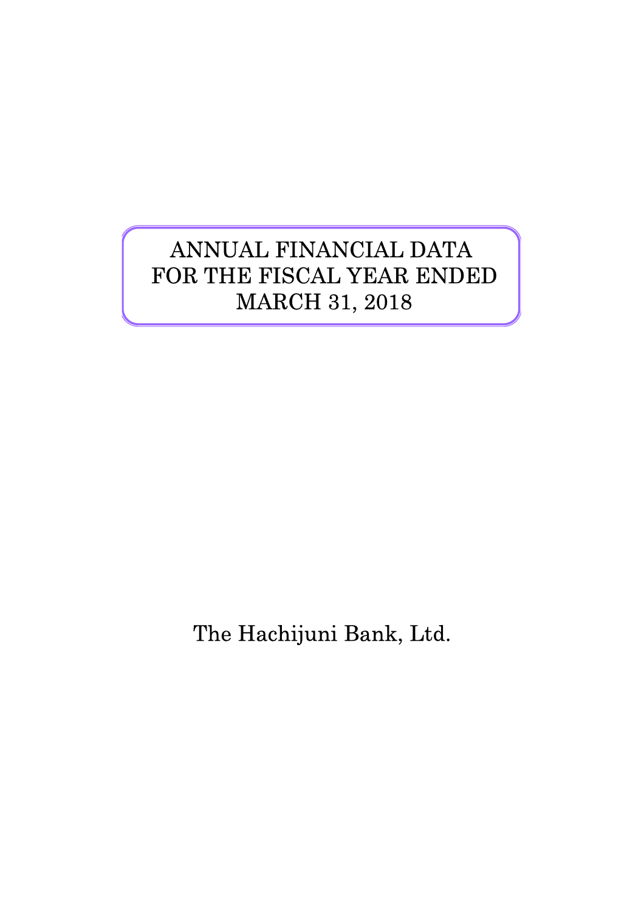# ANNUAL FINANCIAL DATA FOR THE FISCAL YEAR ENDED MARCH 31, 2018

The Hachijuni Bank, Ltd.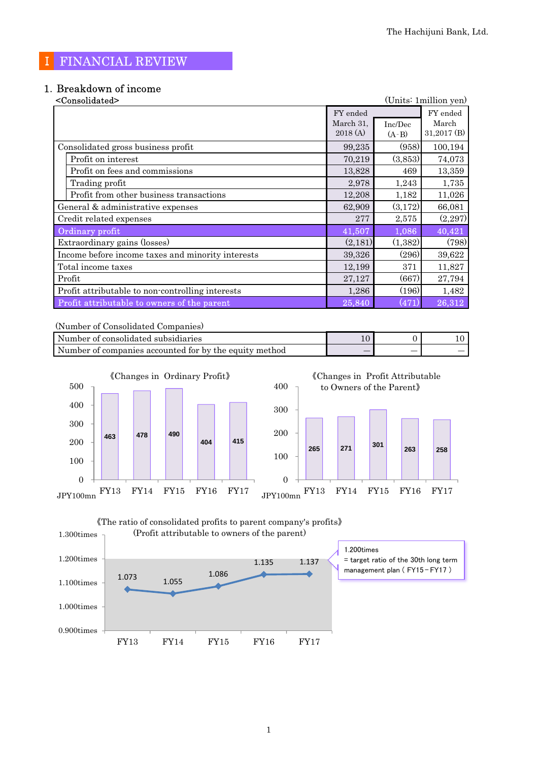# Ⅰ FINANCIAL REVIEW

## 1. Breakdown of income

<Consolidated>

(Units: 1million yen)

| | FY ended March 31, 2018 (A) | Inc/Dec (A-B) | FY ended March 31,2017 (B) |
|---|---|---|---|
| Consolidated gross business profit | 99,235 | (958) | 100,194 |
| Profit on interest | 70,219 | (3,853) | 74,073 |
| Profit on fees and commissions | 13,828 | 469 | 13,359 |
| Trading profit | 2,978 | 1,243 | 1,735 |
| Profit from other business transactions | 12,208 | 1,182 | 11,026 |
| General & administrative expenses | 62,909 | (3,172) | 66,081 |
| Credit related expenses | 277 | 2,575 | (2,297) |
| Ordinary profit | 41,507 | 1,086 | 40,421 |
| Extraordinary gains (losses) | (2,181) | (1,382) | (798) |
| Income before income taxes and minority interests | 39,326 | (296) | 39,622 |
| Total income taxes | 12,199 | 371 | 11,827 |
| Profit | 27,127 | (667) | 27,794 |
| Profit attributable to non-controlling interests | 1,286 | (196) | 1,482 |
| Profit attributable to owners of the parent | 25,840 | (471) | 26,312 |

(Number of Consolidated Companies)

| | | | |
|---|---|---|---|
| Number of consolidated subsidiaries | 10 | 0 | 10 |
| Number of companies accounted for by the equity method | — | — | — |

《Changes in Ordinary Profit》

| | FY13 | FY14 | FY15 | FY16 | FY17 |
|---|---|---|---|---|---|
| JPY100mn | 463 | 478 | 490 | 404 | 415 |

《Changes in Profit Attributable to Owners of the Parent》

| | FY13 | FY14 | FY15 | FY16 | FY17 |
|---|---|---|---|---|---|
| JPY100mn | 265 | 271 | 301 | 263 | 258 |

《The ratio of consolidated profits to parent company's profits》
(Profit attributable to owners of the parent)

| FY13 | FY14 | FY15 | FY16 | FY17 |
|---|---|---|---|---|
| 1.073 | 1.055 | 1.086 | 1.135 | 1.137 |

1.200times = target ratio of the 30th long term management plan ( FY15－FY17 )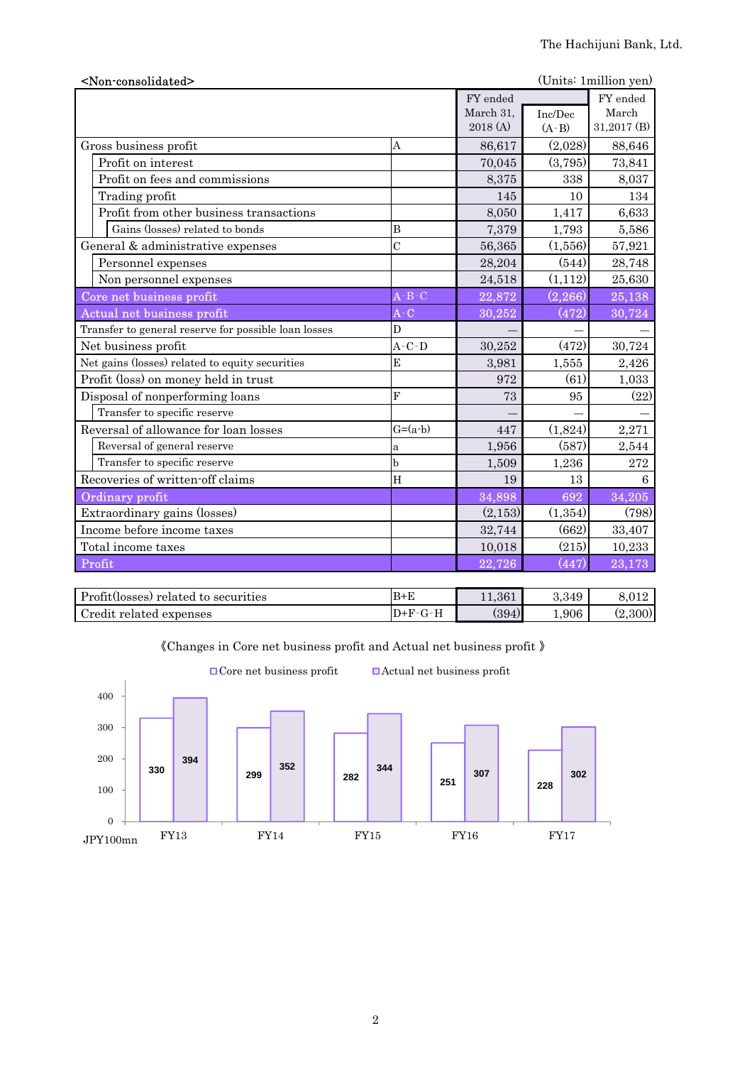<Non-consolidated>

(Units: 1million yen)

| | | FY ended March 31, 2018 (A) | Inc/Dec (A-B) | FY ended March 31,2017 (B) |
|---|---|---|---|---|
| Gross business profit | A | 86,617 | (2,028) | 88,646 |
| Profit on interest | | 70,045 | (3,795) | 73,841 |
| Profit on fees and commissions | | 8,375 | 338 | 8,037 |
| Trading profit | | 145 | 10 | 134 |
| Profit from other business transactions | | 8,050 | 1,417 | 6,633 |
| Gains (losses) related to bonds | B | 7,379 | 1,793 | 5,586 |
| General & administrative expenses | C | 56,365 | (1,556) | 57,921 |
| Personnel expenses | | 28,204 | (544) | 28,748 |
| Non personnel expenses | | 24,518 | (1,112) | 25,630 |
| Core net business profit | A-B-C | 22,872 | (2,266) | 25,138 |
| Actual net business profit | A-C | 30,252 | (472) | 30,724 |
| Transfer to general reserve for possible loan losses | D | — | — | — |
| Net business profit | A-C-D | 30,252 | (472) | 30,724 |
| Net gains (losses) related to equity securities | E | 3,981 | 1,555 | 2,426 |
| Profit (loss) on money held in trust | | 972 | (61) | 1,033 |
| Disposal of nonperforming loans | F | 73 | 95 | (22) |
| Transfer to specific reserve | | — | — | — |
| Reversal of allowance for loan losses | G=(a-b) | 447 | (1,824) | 2,271 |
| Reversal of general reserve | a | 1,956 | (587) | 2,544 |
| Transfer to specific reserve | b | 1,509 | 1,236 | 272 |
| Recoveries of written-off claims | H | 19 | 13 | 6 |
| Ordinary profit | | 34,898 | 692 | 34,205 |
| Extraordinary gains (losses) | | (2,153) | (1,354) | (798) |
| Income before income taxes | | 32,744 | (662) | 33,407 |
| Total income taxes | | 10,018 | (215) | 10,233 |
| Profit | | 22,726 | (447) | 23,173 |

| | | | | |
|---|---|---|---|---|
| Profit(losses) related to securities | B+E | 11,361 | 3,349 | 8,012 |
| Credit related expenses | D+F-G-H | (394) | 1,906 | (2,300) |

《Changes in Core net business profit and Actual net business profit 》

| JPY100mn | FY13 | FY14 | FY15 | FY16 | FY17 |
|---|---|---|---|---|---|
| Core net business profit | 330 | 299 | 282 | 251 | 228 |
| Actual net business profit | 394 | 352 | 344 | 307 | 302 |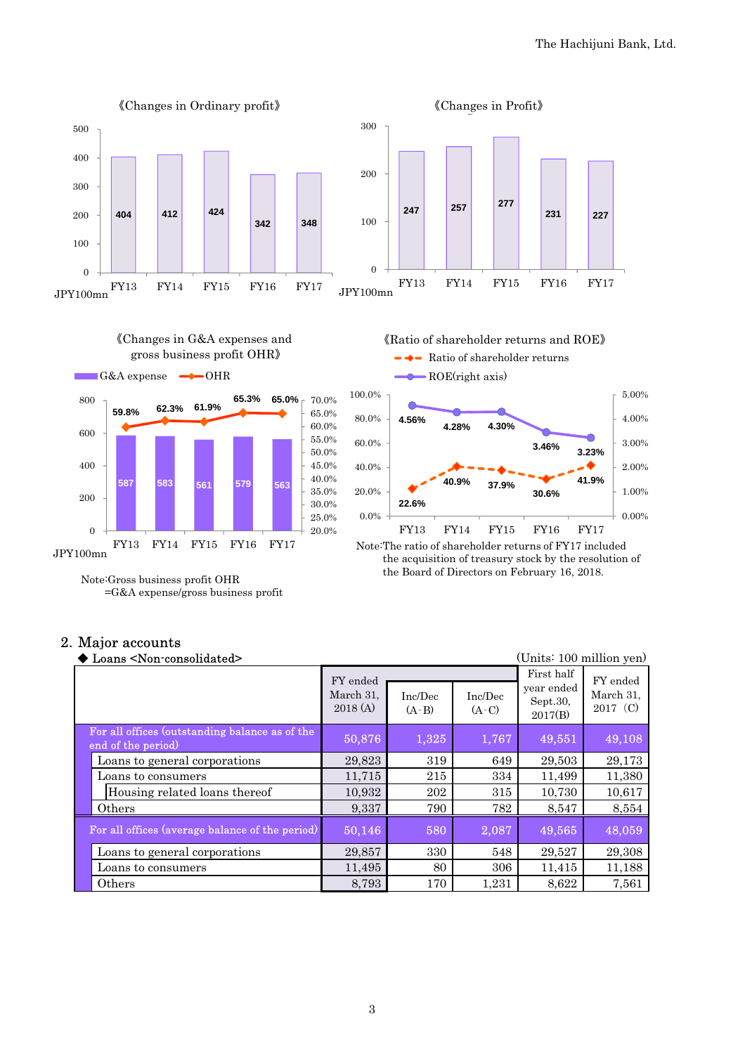《Changes in Ordinary profit》

| | FY13 | FY14 | FY15 | FY16 | FY17 |
|---|---|---|---|---|---|
| Ordinary profit (JPY100mn) | 404 | 412 | 424 | 342 | 348 |

《Changes in Profit》

| | FY13 | FY14 | FY15 | FY16 | FY17 |
|---|---|---|---|---|---|
| Profit (JPY100mn) | 247 | 257 | 277 | 231 | 227 |

《Changes in G&A expenses and gross business profit OHR》

| | FY13 | FY14 | FY15 | FY16 | FY17 |
|---|---|---|---|---|---|
| G&A expense (JPY100mn) | 587 | 583 | 561 | 579 | 563 |
| OHR | 59.8% | 62.3% | 61.9% | 65.3% | 65.0% |

Note:Gross business profit OHR =G&A expense/gross business profit

《Ratio of shareholder returns and ROE》

| | FY13 | FY14 | FY15 | FY16 | FY17 |
|---|---|---|---|---|---|
| Ratio of shareholder returns | 22.6% | 40.9% | 37.9% | 30.6% | 41.9% |
| ROE(right axis) | 4.56% | 4.28% | 4.30% | 3.46% | 3.23% |

Note:The ratio of shareholder returns of FY17 included the acquisition of treasury stock by the resolution of the Board of Directors on February 16, 2018.

## 2. Major accounts

◆ Loans <Non-consolidated>

(Units: 100 million yen)

| | FY ended March 31, 2018 (A) | Inc/Dec (A-B) | Inc/Dec (A-C) | First half year ended Sept.30, 2017(B) | FY ended March 31, 2017 (C) |
|---|---|---|---|---|---|
| For all offices (outstanding balance as of the end of the period) | 50,876 | 1,325 | 1,767 | 49,551 | 49,108 |
| Loans to general corporations | 29,823 | 319 | 649 | 29,503 | 29,173 |
| Loans to consumers | 11,715 | 215 | 334 | 11,499 | 11,380 |
| Housing related loans thereof | 10,932 | 202 | 315 | 10,730 | 10,617 |
| Others | 9,337 | 790 | 782 | 8,547 | 8,554 |
| For all offices (average balance of the period) | 50,146 | 580 | 2,087 | 49,565 | 48,059 |
| Loans to general corporations | 29,857 | 330 | 548 | 29,527 | 29,308 |
| Loans to consumers | 11,495 | 80 | 306 | 11,415 | 11,188 |
| Others | 8,793 | 170 | 1,231 | 8,622 | 7,561 |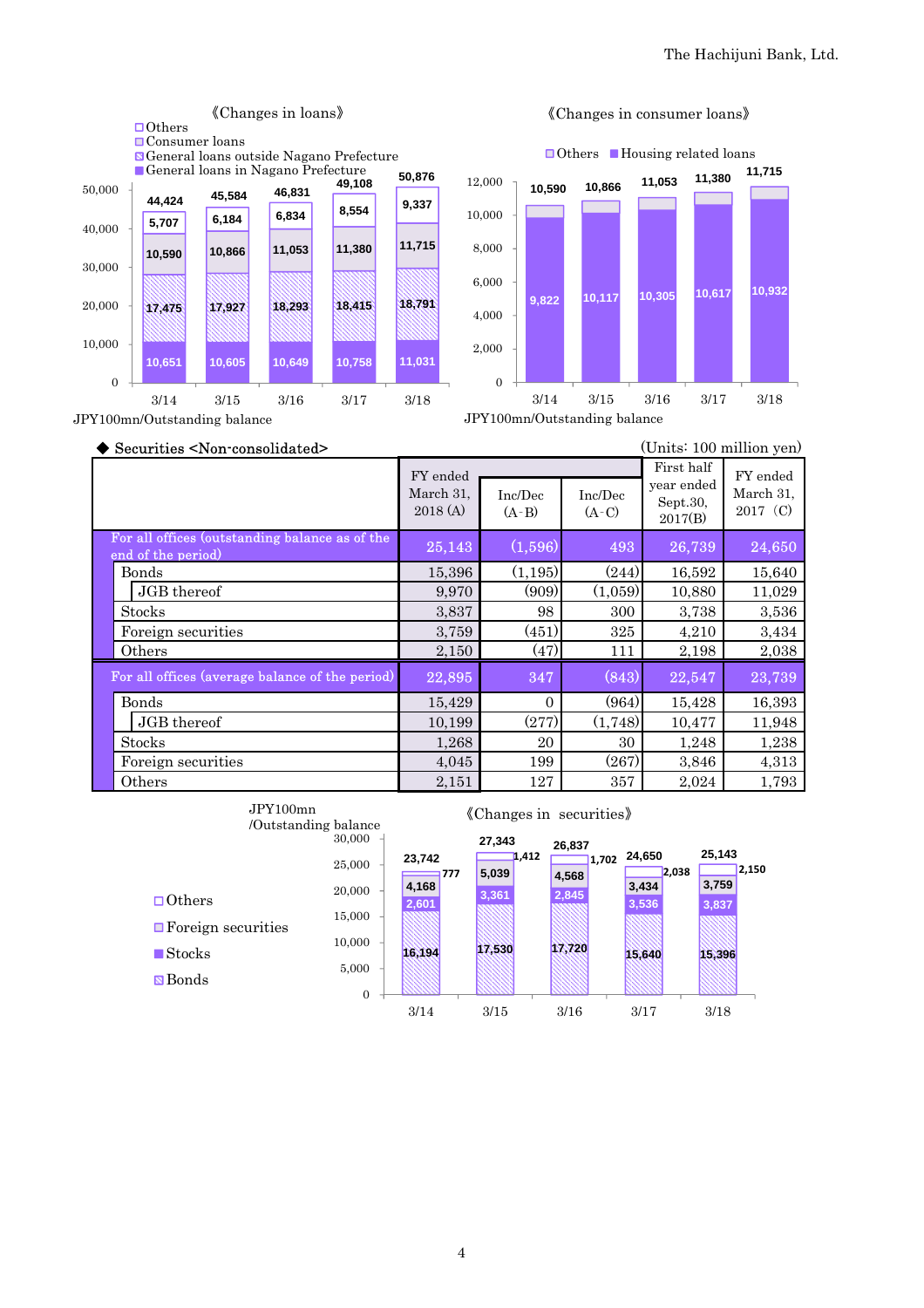《Changes in loans》

| | 3/14 | 3/15 | 3/16 | 3/17 | 3/18 |
|---|---|---|---|---|---|
| Others | 5,707 | 6,184 | 6,834 | 8,554 | 9,337 |
| Consumer loans | 10,590 | 10,866 | 11,053 | 11,380 | 11,715 |
| General loans outside Nagano Prefecture | 17,475 | 17,927 | 18,293 | 18,415 | 18,791 |
| General loans in Nagano Prefecture | 10,651 | 10,605 | 10,649 | 10,758 | 11,031 |
| Total | 44,424 | 45,584 | 46,831 | 49,108 | 50,876 |

JPY100mn/Outstanding balance

《Changes in consumer loans》

| | 3/14 | 3/15 | 3/16 | 3/17 | 3/18 |
|---|---|---|---|---|---|
| Housing related loans | 9,822 | 10,117 | 10,305 | 10,617 | 10,932 |
| Total | 10,590 | 10,866 | 11,053 | 11,380 | 11,715 |

JPY100mn/Outstanding balance

◆ Securities <Non-consolidated>

(Units: 100 million yen)

| | FY ended March 31, 2018 (A) | Inc/Dec (A-B) | Inc/Dec (A-C) | First half year ended Sept.30, 2017(B) | FY ended March 31, 2017 (C) |
|---|---|---|---|---|---|
| For all offices (outstanding balance as of the end of the period) | 25,143 | (1,596) | 493 | 26,739 | 24,650 |
| Bonds | 15,396 | (1,195) | (244) | 16,592 | 15,640 |
| JGB thereof | 9,970 | (909) | (1,059) | 10,880 | 11,029 |
| Stocks | 3,837 | 98 | 300 | 3,738 | 3,536 |
| Foreign securities | 3,759 | (451) | 325 | 4,210 | 3,434 |
| Others | 2,150 | (47) | 111 | 2,198 | 2,038 |
| For all offices (average balance of the period) | 22,895 | 347 | (843) | 22,547 | 23,739 |
| Bonds | 15,429 | 0 | (964) | 15,428 | 16,393 |
| JGB thereof | 10,199 | (277) | (1,748) | 10,477 | 11,948 |
| Stocks | 1,268 | 20 | 30 | 1,248 | 1,238 |
| Foreign securities | 4,045 | 199 | (267) | 3,846 | 4,313 |
| Others | 2,151 | 127 | 357 | 2,024 | 1,793 |

《Changes in securities》

JPY100mn /Outstanding balance

| | 3/14 | 3/15 | 3/16 | 3/17 | 3/18 |
|---|---|---|---|---|---|
| Others | 777 | 1,412 | 1,702 | 2,038 | 2,150 |
| Foreign securities | 4,168 | 5,039 | 4,568 | 3,434 | 3,759 |
| Stocks | 2,601 | 3,361 | 2,845 | 3,536 | 3,837 |
| Bonds | 16,194 | 17,530 | 17,720 | 15,640 | 15,396 |
| Total | 23,742 | 27,343 | 26,837 | 24,650 | 25,143 |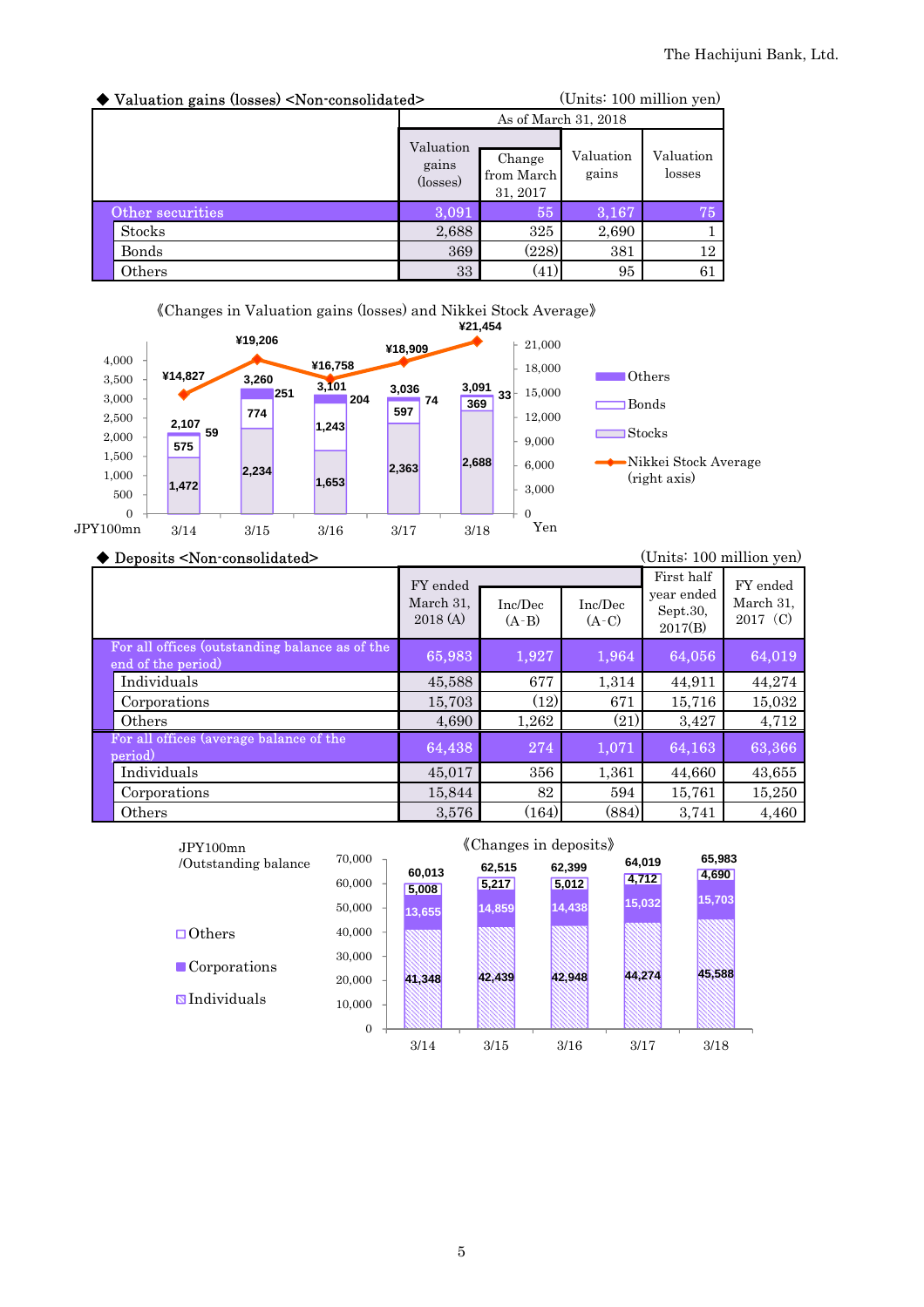◆ Valuation gains (losses) <Non-consolidated>

(Units: 100 million yen)

| | As of March 31, 2018 | | | |
|---|---|---|---|---|
| | Valuation gains (losses) | Change from March 31, 2017 | Valuation gains | Valuation losses |
| Other securities | 3,091 | 55 | 3,167 | 75 |
| Stocks | 2,688 | 325 | 2,690 | 1 |
| Bonds | 369 | (228) | 381 | 12 |
| Others | 33 | (41) | 95 | 61 |

《Changes in Valuation gains (losses) and Nikkei Stock Average》

JPY100mn

| | 3/14 | 3/15 | 3/16 | 3/17 | 3/18 |
|---|---|---|---|---|---|
| Stocks | 1,472 | 2,234 | 1,653 | 2,363 | 2,688 |
| Bonds | 575 | 774 | 1,243 | 597 | 369 |
| Others | 59 | 251 | 204 | 74 | 33 |
| Total | 2,107 | 3,260 | 3,101 | 3,036 | 3,091 |
| Nikkei Stock Average (right axis, Yen) | ¥14,827 | ¥19,206 | ¥16,758 | ¥18,909 | ¥21,454 |

◆ Deposits <Non-consolidated>

(Units: 100 million yen)

| | FY ended March 31, 2018 (A) | Inc/Dec (A-B) | Inc/Dec (A-C) | First half year ended Sept.30, 2017(B) | FY ended March 31, 2017 (C) |
|---|---|---|---|---|---|
| For all offices (outstanding balance as of the end of the period) | 65,983 | 1,927 | 1,964 | 64,056 | 64,019 |
| Individuals | 45,588 | 677 | 1,314 | 44,911 | 44,274 |
| Corporations | 15,703 | (12) | 671 | 15,716 | 15,032 |
| Others | 4,690 | 1,262 | (21) | 3,427 | 4,712 |
| For all offices (average balance of the period) | 64,438 | 274 | 1,071 | 64,163 | 63,366 |
| Individuals | 45,017 | 356 | 1,361 | 44,660 | 43,655 |
| Corporations | 15,844 | 82 | 594 | 15,761 | 15,250 |
| Others | 3,576 | (164) | (884) | 3,741 | 4,460 |

《Changes in deposits》

JPY100mn /Outstanding balance

| | 3/14 | 3/15 | 3/16 | 3/17 | 3/18 |
|---|---|---|---|---|---|
| Individuals | 41,348 | 42,439 | 42,948 | 44,274 | 45,588 |
| Corporations | 13,655 | 14,859 | 14,438 | 15,032 | 15,703 |
| Others | 5,008 | 5,217 | 5,012 | 4,712 | 4,690 |
| Total | 60,013 | 62,515 | 62,399 | 64,019 | 65,983 |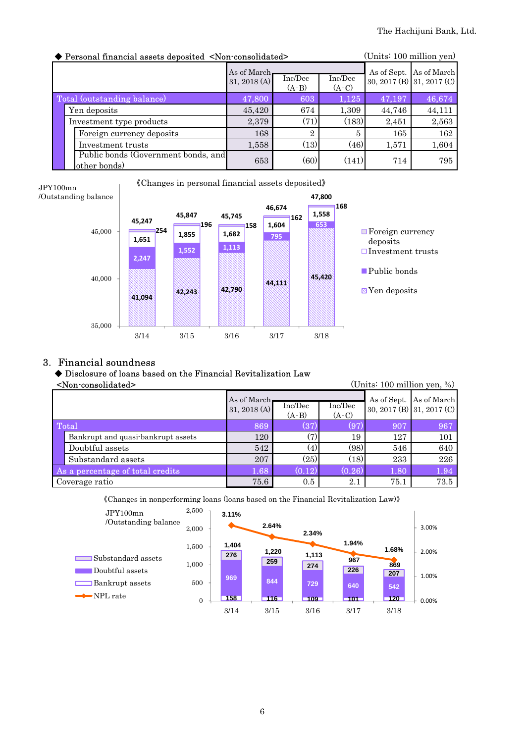◆ Personal financial assets deposited <Non-consolidated>

(Units: 100 million yen)

| | As of March 31, 2018 (A) | Inc/Dec (A-B) | Inc/Dec (A-C) | As of Sept. 30, 2017 (B) | As of March 31, 2017 (C) |
|---|---|---|---|---|---|
| Total (outstanding balance) | 47,800 | 603 | 1,125 | 47,197 | 46,674 |
| Yen deposits | 45,420 | 674 | 1,309 | 44,746 | 44,111 |
| Investment type products | 2,379 | (71) | (183) | 2,451 | 2,563 |
| Foreign currency deposits | 168 | 2 | 5 | 165 | 162 |
| Investment trusts | 1,558 | (13) | (46) | 1,571 | 1,604 |
| Public bonds (Government bonds, and other bonds) | 653 | (60) | (141) | 714 | 795 |

《Changes in personal financial assets deposited》

JPY100mn /Outstanding balance

| | 3/14 | 3/15 | 3/16 | 3/17 | 3/18 |
|---|---|---|---|---|---|
| Total | 45,247 | 45,847 | 45,745 | 46,674 | 47,800 |
| Foreign currency deposits | 254 | 196 | 158 | 162 | 168 |
| Investment trusts | 1,651 | 1,855 | 1,682 | 1,604 | 1,558 |
| Public bonds | 2,247 | 1,552 | 1,113 | 795 | 653 |
| Yen deposits | 41,094 | 42,243 | 42,790 | 44,111 | 45,420 |

## 3. Financial soundness

◆ Disclosure of loans based on the Financial Revitalization Law <Non-consolidated>

(Units: 100 million yen, %)

| | As of March 31, 2018 (A) | Inc/Dec (A-B) | Inc/Dec (A-C) | As of Sept. 30, 2017 (B) | As of March 31, 2017 (C) |
|---|---|---|---|---|---|
| Total | 869 | (37) | (97) | 907 | 967 |
| Bankrupt and quasi-bankrupt assets | 120 | (7) | 19 | 127 | 101 |
| Doubtful assets | 542 | (4) | (98) | 546 | 640 |
| Substandard assets | 207 | (25) | (18) | 233 | 226 |
| As a percentage of total credits | 1.68 | (0.12) | (0.26) | 1.80 | 1.94 |
| Coverage ratio | 75.6 | 0.5 | 2.1 | 75.1 | 73.5 |

《Changes in nonperforming loans (loans based on the Financial Revitalization Law)》

JPY100mn /Outstanding balance

| | 3/14 | 3/15 | 3/16 | 3/17 | 3/18 |
|---|---|---|---|---|---|
| Total | 1,404 | 1,220 | 1,113 | 967 | 869 |
| Substandard assets | 276 | 259 | 274 | 226 | 207 |
| Doubtful assets | 969 | 844 | 729 | 640 | 542 |
| Bankrupt assets | 158 | 116 | 109 | 101 | 120 |
| NPL rate | 3.11% | 2.64% | 2.34% | 1.94% | 1.68% |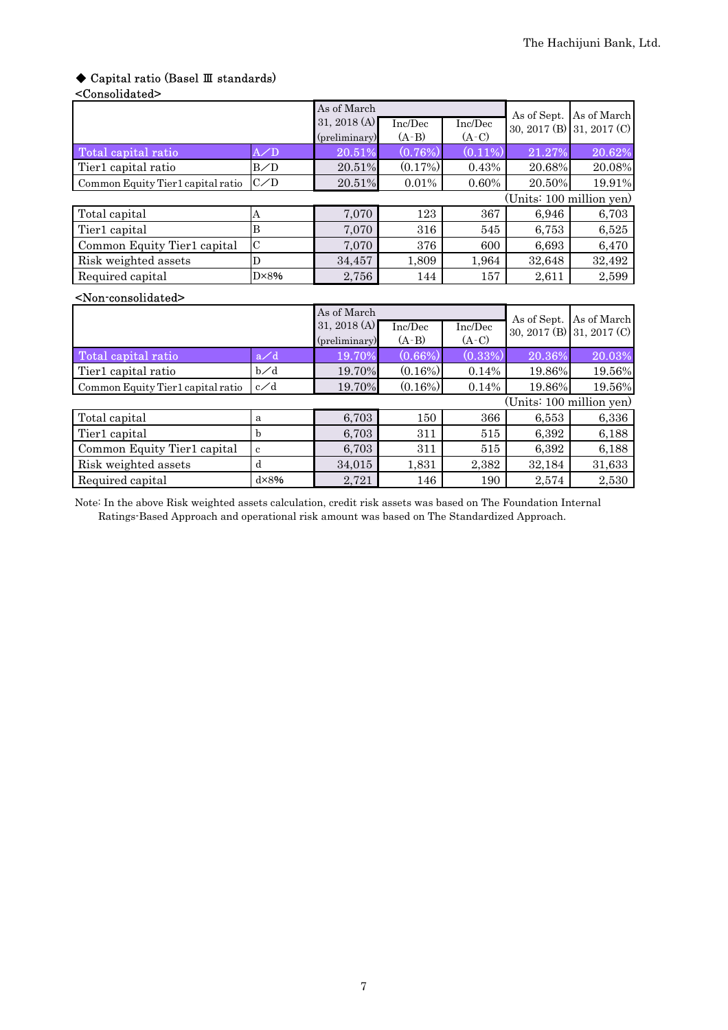The Hachijuni Bank, Ltd.

### ◆ Capital ratio (Basel Ⅲ standards)

<Consolidated>

| | | As of March 31, 2018 (A) (preliminary) | Inc/Dec (A-B) | Inc/Dec (A-C) | As of Sept. 30, 2017 (B) | As of March 31, 2017 (C) |
|---|---|---|---|---|---|---|
| Total capital ratio | A／D | 20.51% | (0.76%) | (0.11%) | 21.27% | 20.62% |
| Tier1 capital ratio | B／D | 20.51% | (0.17%) | 0.43% | 20.68% | 20.08% |
| Common Equity Tier1 capital ratio | C／D | 20.51% | 0.01% | 0.60% | 20.50% | 19.91% |

(Units: 100 million yen)

| | | As of March 31, 2018 (A) (preliminary) | Inc/Dec (A-B) | Inc/Dec (A-C) | As of Sept. 30, 2017 (B) | As of March 31, 2017 (C) |
|---|---|---|---|---|---|---|
| Total capital | A | 7,070 | 123 | 367 | 6,946 | 6,703 |
| Tier1 capital | B | 7,070 | 316 | 545 | 6,753 | 6,525 |
| Common Equity Tier1 capital | C | 7,070 | 376 | 600 | 6,693 | 6,470 |
| Risk weighted assets | D | 34,457 | 1,809 | 1,964 | 32,648 | 32,492 |
| Required capital | D×8% | 2,756 | 144 | 157 | 2,611 | 2,599 |

<Non-consolidated>

| | | As of March 31, 2018 (A) (preliminary) | Inc/Dec (A-B) | Inc/Dec (A-C) | As of Sept. 30, 2017 (B) | As of March 31, 2017 (C) |
|---|---|---|---|---|---|---|
| Total capital ratio | a／d | 19.70% | (0.66%) | (0.33%) | 20.36% | 20.03% |
| Tier1 capital ratio | b／d | 19.70% | (0.16%) | 0.14% | 19.86% | 19.56% |
| Common Equity Tier1 capital ratio | c／d | 19.70% | (0.16%) | 0.14% | 19.86% | 19.56% |

(Units: 100 million yen)

| | | As of March 31, 2018 (A) (preliminary) | Inc/Dec (A-B) | Inc/Dec (A-C) | As of Sept. 30, 2017 (B) | As of March 31, 2017 (C) |
|---|---|---|---|---|---|---|
| Total capital | a | 6,703 | 150 | 366 | 6,553 | 6,336 |
| Tier1 capital | b | 6,703 | 311 | 515 | 6,392 | 6,188 |
| Common Equity Tier1 capital | c | 6,703 | 311 | 515 | 6,392 | 6,188 |
| Risk weighted assets | d | 34,015 | 1,831 | 2,382 | 32,184 | 31,633 |
| Required capital | d×8% | 2,721 | 146 | 190 | 2,574 | 2,530 |

Note: In the above Risk weighted assets calculation, credit risk assets was based on The Foundation Internal Ratings-Based Approach and operational risk amount was based on The Standardized Approach.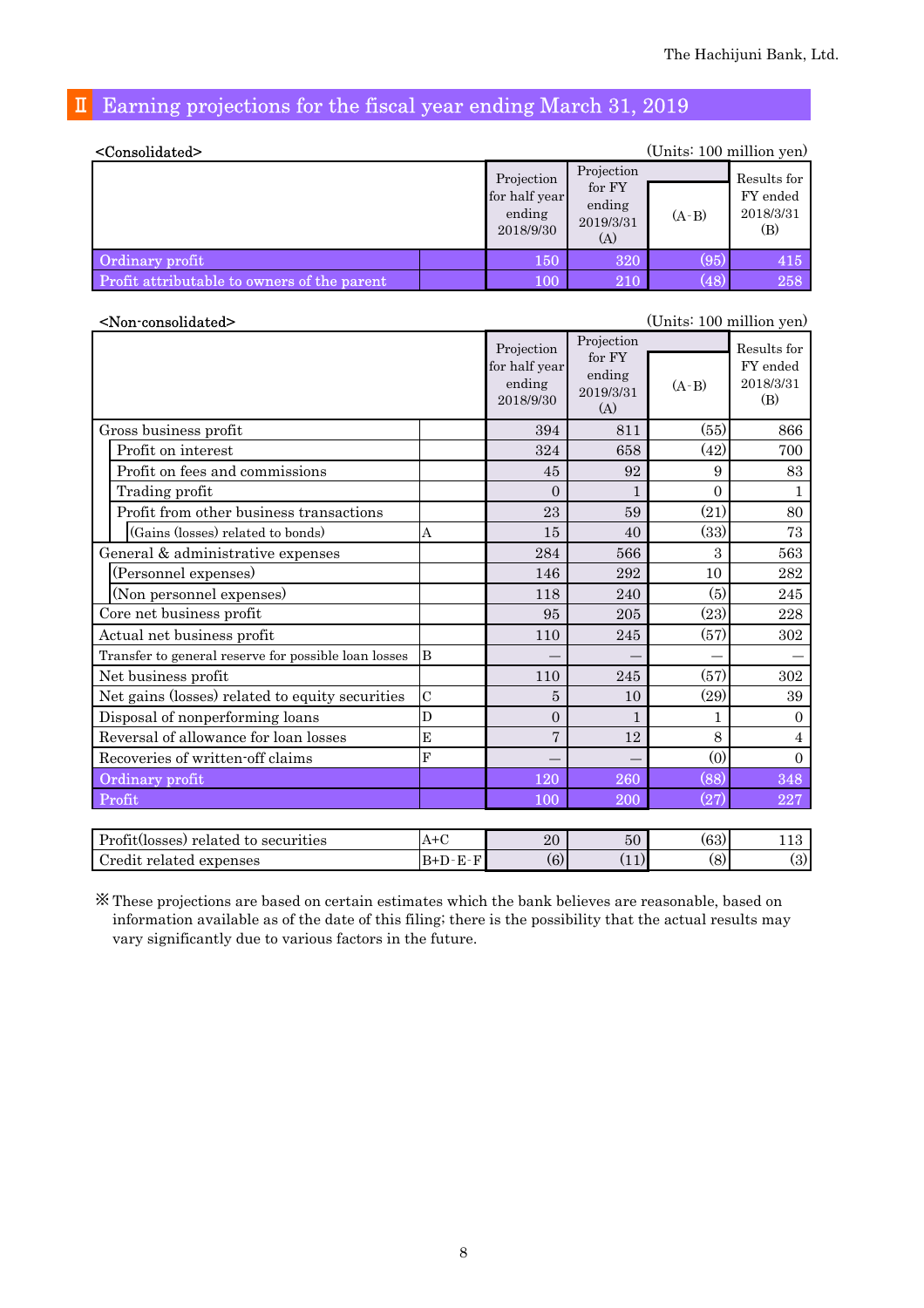## Ⅱ Earning projections for the fiscal year ending March 31, 2019

<Consolidated> (Units: 100 million yen)

| | Projection for half year ending 2018/9/30 | Projection for FY ending 2019/3/31 (A) | (A-B) | Results for FY ended 2018/3/31 (B) |
|---|---|---|---|---|
| Ordinary profit | 150 | 320 | (95) | 415 |
| Profit attributable to owners of the parent | 100 | 210 | (48) | 258 |

<Non-consolidated> (Units: 100 million yen)

| | | Projection for half year ending 2018/9/30 | Projection for FY ending 2019/3/31 (A) | (A-B) | Results for FY ended 2018/3/31 (B) |
|---|---|---|---|---|---|
| Gross business profit | | 394 | 811 | (55) | 866 |
| Profit on interest | | 324 | 658 | (42) | 700 |
| Profit on fees and commissions | | 45 | 92 | 9 | 83 |
| Trading profit | | 0 | 1 | 0 | 1 |
| Profit from other business transactions | | 23 | 59 | (21) | 80 |
| (Gains (losses) related to bonds) | A | 15 | 40 | (33) | 73 |
| General & administrative expenses | | 284 | 566 | 3 | 563 |
| (Personnel expenses) | | 146 | 292 | 10 | 282 |
| (Non personnel expenses) | | 118 | 240 | (5) | 245 |
| Core net business profit | | 95 | 205 | (23) | 228 |
| Actual net business profit | | 110 | 245 | (57) | 302 |
| Transfer to general reserve for possible loan losses | B | — | — | — | — |
| Net business profit | | 110 | 245 | (57) | 302 |
| Net gains (losses) related to equity securities | C | 5 | 10 | (29) | 39 |
| Disposal of nonperforming loans | D | 0 | 1 | 1 | 0 |
| Reversal of allowance for loan losses | E | 7 | 12 | 8 | 4 |
| Recoveries of written-off claims | F | — | — | (0) | 0 |
| Ordinary profit | | 120 | 260 | (88) | 348 |
| Profit | | 100 | 200 | (27) | 227 |

| | | | | | |
|---|---|---|---|---|---|
| Profit(losses) related to securities | A+C | 20 | 50 | (63) | 113 |
| Credit related expenses | B+D-E-F | (6) | (11) | (8) | (3) |

※ These projections are based on certain estimates which the bank believes are reasonable, based on information available as of the date of this filing; there is the possibility that the actual results may vary significantly due to various factors in the future.